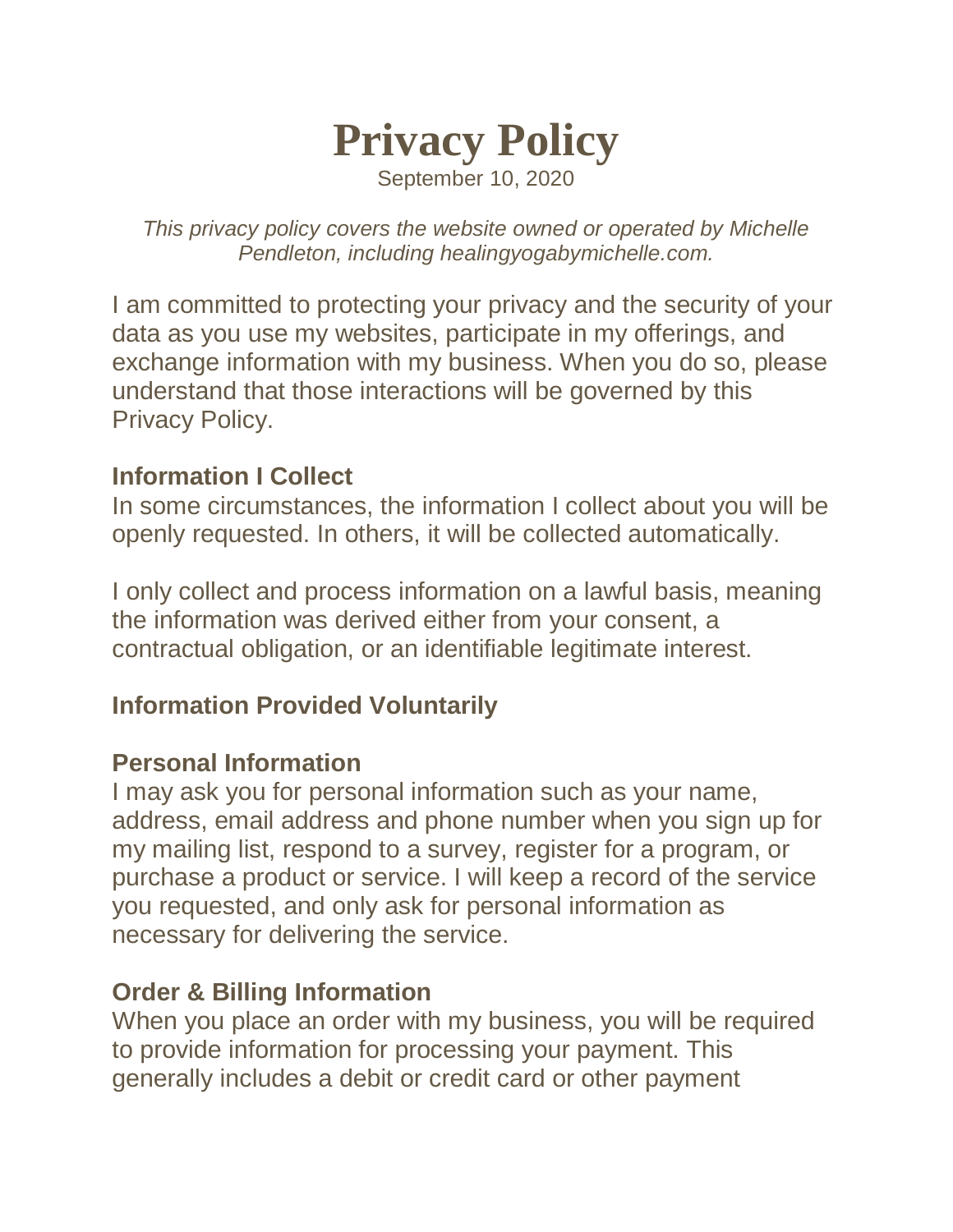# Privacy Policy

September 10, 2020

*This privacy policy covers the website owned or operated by Michelle Pendleton, including healingyogabymichelle.com.*

I am committed to protecting your privacy and the security of your data as you use my websites, participate in my offerings, and exchange information with my business. When you do so, please understand that those interactions will be governed by this Privacy Policy.

## Information I Collect

In some circumstances, the information I collect about you will be openly requested. In others, it will be collected automatically.

I only collect and process information on a lawful basis, meaning the information was derived either from your consent, a contractual obligation, or an identifiable legitimate interest.

## Information Provided Voluntarily

### Personal Information

I may ask you for personal information such as your name, address, email address and phone number when you sign up for my mailing list, respond to a survey, register for a program, or purchase a product or service. I will keep a record of the service you requested, and only ask for personal information as necessary for delivering the service.

### Order & Billing Information

When you place an order with my business, you will be required to provide information for processing your payment. This generally includes a debit or credit card or other payment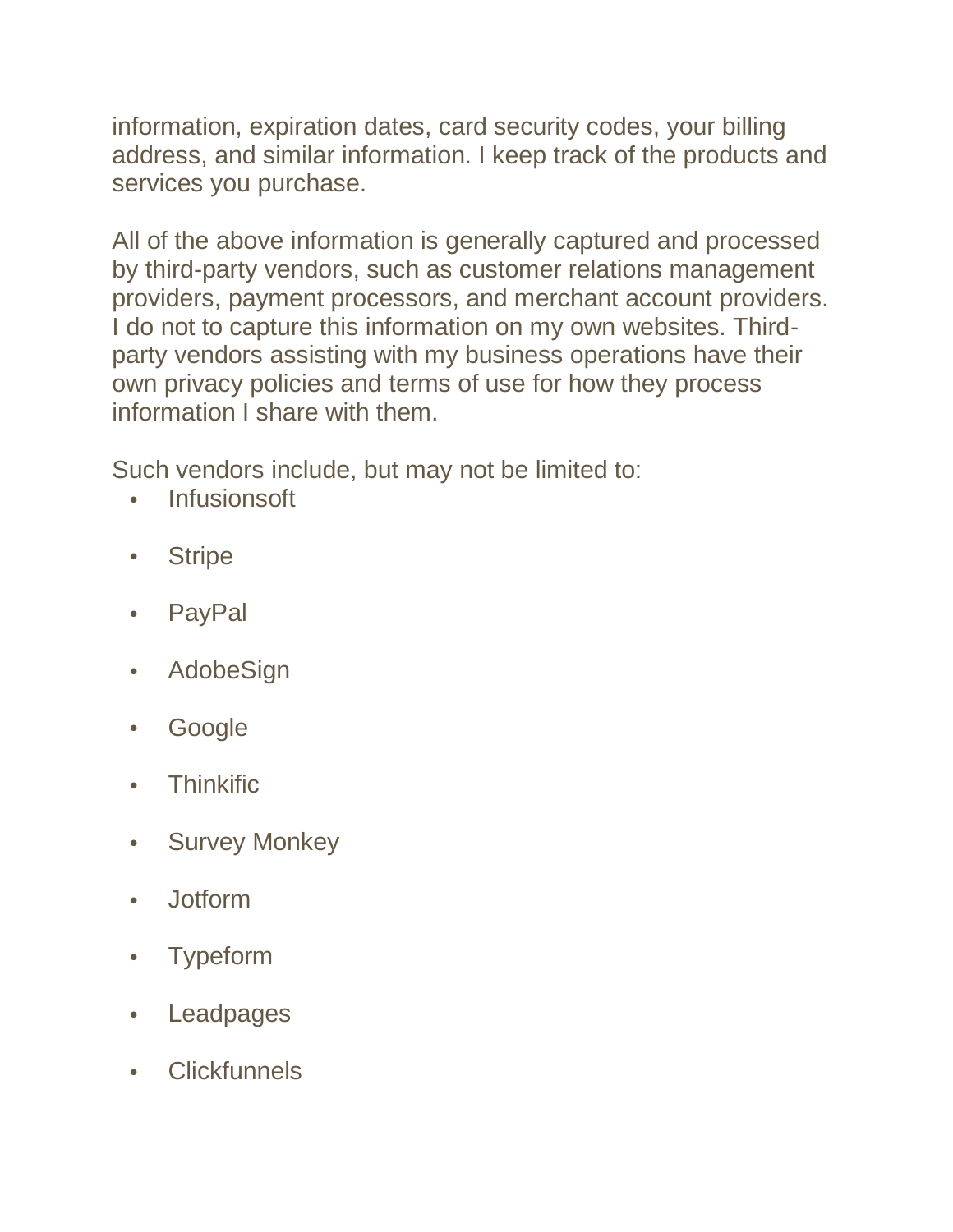information, expiration dates, card security codes, your billing address, and similar information. I keep track of the products and services you purchase.

All of the above information is generally captured and processed by third-party vendors, such as customer relations management providers, payment processors, and merchant account providers. I do not to capture this information on my own websites. Third-party vendors assisting with my business operations have their own privacy policies and terms of use for how they process information I share with them.

Such vendors include, but may not be limited to:

- Infusionsoft
- Stripe
- PayPal
- AdobeSign
- Google
- Thinkific
- Survey Monkey
- Jotform
- Typeform
- Leadpages
- Clickfunnels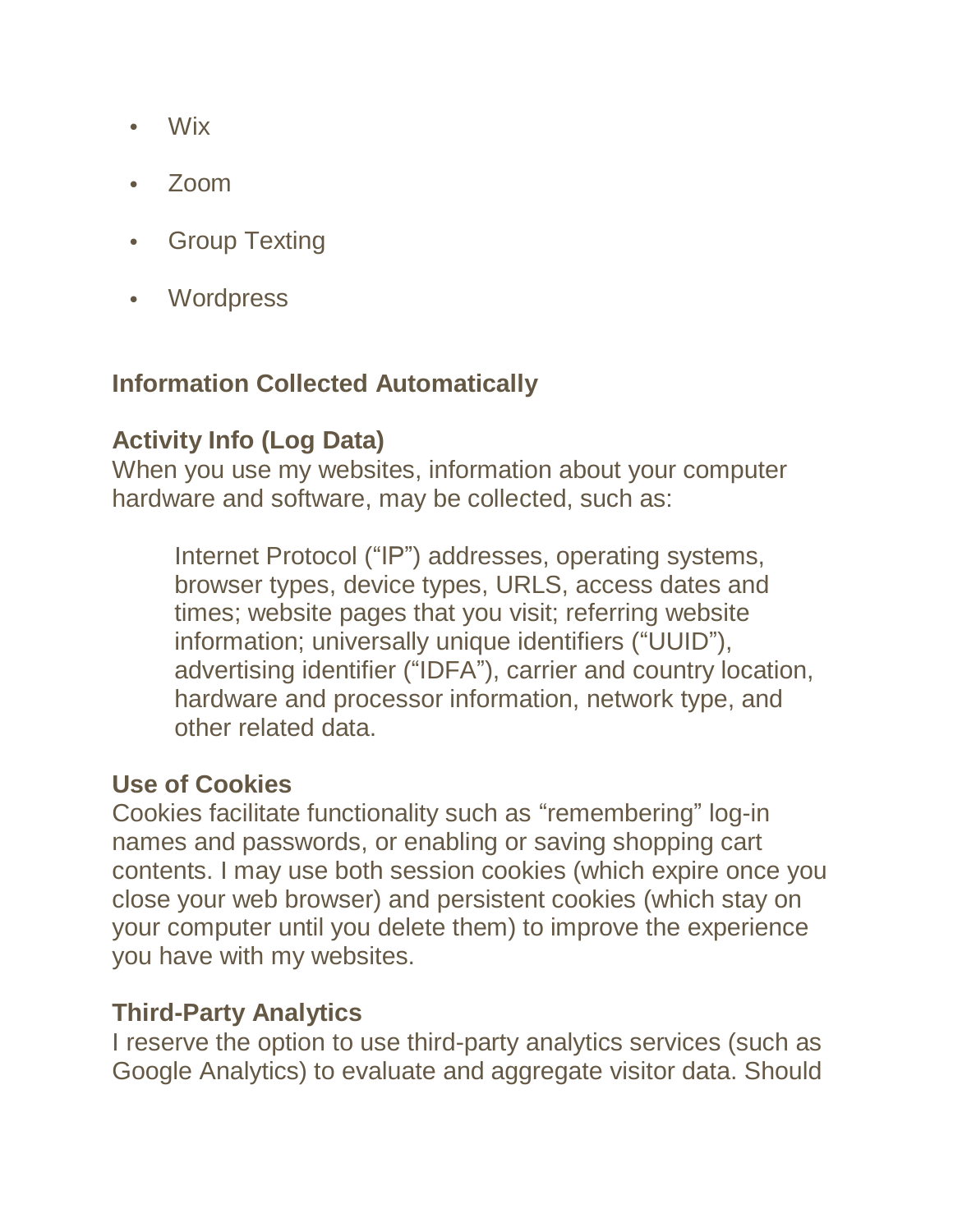- Wix
- Zoom
- Group Texting
- Wordpress

## Information Collected Automatically

### Activity Info (Log Data)

When you use my websites, information about your computer hardware and software, may be collected, such as:

> Internet Protocol (“IP”) addresses, operating systems, browser types, device types, URLS, access dates and times; website pages that you visit; referring website information; universally unique identifiers (“UUID”), advertising identifier (“IDFA”), carrier and country location, hardware and processor information, network type, and other related data.

### Use of Cookies

Cookies facilitate functionality such as “remembering” log-in names and passwords, or enabling or saving shopping cart contents. I may use both session cookies (which expire once you close your web browser) and persistent cookies (which stay on your computer until you delete them) to improve the experience you have with my websites.

### Third-Party Analytics

I reserve the option to use third-party analytics services (such as Google Analytics) to evaluate and aggregate visitor data. Should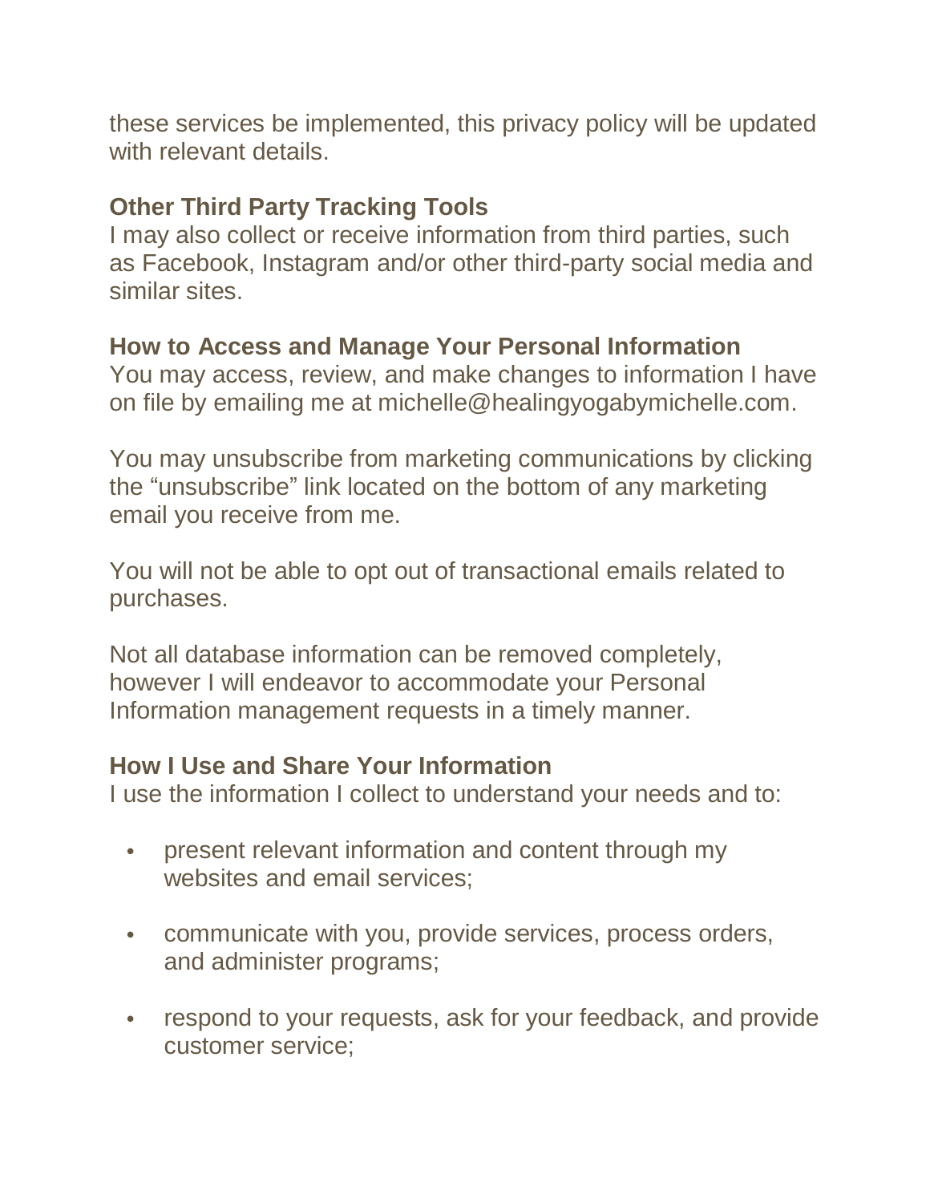these services be implemented, this privacy policy will be updated with relevant details.

**Other Third Party Tracking Tools**
I may also collect or receive information from third parties, such as Facebook, Instagram and/or other third-party social media and similar sites.

**How to Access and Manage Your Personal Information**
You may access, review, and make changes to information I have on file by emailing me at michelle@healingyogabymichelle.com.

You may unsubscribe from marketing communications by clicking the "unsubscribe" link located on the bottom of any marketing email you receive from me.

You will not be able to opt out of transactional emails related to purchases.

Not all database information can be removed completely, however I will endeavor to accommodate your Personal Information management requests in a timely manner.

**How I Use and Share Your Information**
I use the information I collect to understand your needs and to:

- present relevant information and content through my websites and email services;
- communicate with you, provide services, process orders, and administer programs;
- respond to your requests, ask for your feedback, and provide customer service;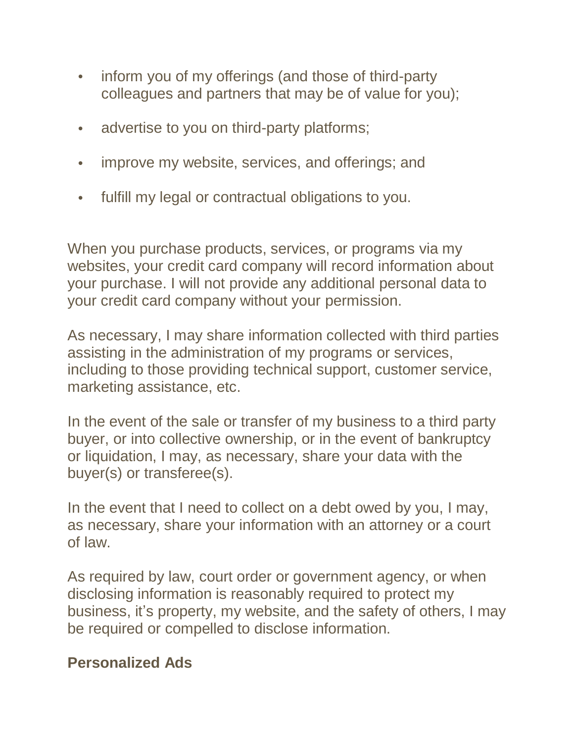- inform you of my offerings (and those of third-party colleagues and partners that may be of value for you);
- advertise to you on third-party platforms;
- improve my website, services, and offerings; and
- fulfill my legal or contractual obligations to you.

When you purchase products, services, or programs via my websites, your credit card company will record information about your purchase. I will not provide any additional personal data to your credit card company without your permission.

As necessary, I may share information collected with third parties assisting in the administration of my programs or services, including to those providing technical support, customer service, marketing assistance, etc.

In the event of the sale or transfer of my business to a third party buyer, or into collective ownership, or in the event of bankruptcy or liquidation, I may, as necessary, share your data with the buyer(s) or transferee(s).

In the event that I need to collect on a debt owed by you, I may, as necessary, share your information with an attorney or a court of law.

As required by law, court order or government agency, or when disclosing information is reasonably required to protect my business, it's property, my website, and the safety of others, I may be required or compelled to disclose information.

**Personalized Ads**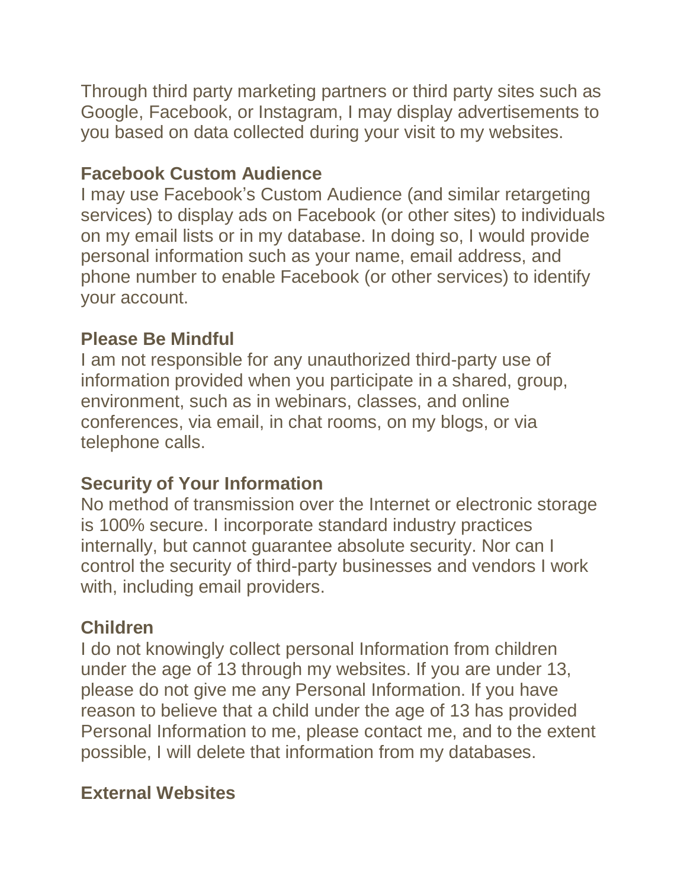Through third party marketing partners or third party sites such as Google, Facebook, or Instagram, I may display advertisements to you based on data collected during your visit to my websites.

### Facebook Custom Audience

I may use Facebook's Custom Audience (and similar retargeting services) to display ads on Facebook (or other sites) to individuals on my email lists or in my database. In doing so, I would provide personal information such as your name, email address, and phone number to enable Facebook (or other services) to identify your account.

### Please Be Mindful

I am not responsible for any unauthorized third-party use of information provided when you participate in a shared, group, environment, such as in webinars, classes, and online conferences, via email, in chat rooms, on my blogs, or via telephone calls.

### Security of Your Information

No method of transmission over the Internet or electronic storage is 100% secure. I incorporate standard industry practices internally, but cannot guarantee absolute security. Nor can I control the security of third-party businesses and vendors I work with, including email providers.

### Children

I do not knowingly collect personal Information from children under the age of 13 through my websites. If you are under 13, please do not give me any Personal Information. If you have reason to believe that a child under the age of 13 has provided Personal Information to me, please contact me, and to the extent possible, I will delete that information from my databases.

### External Websites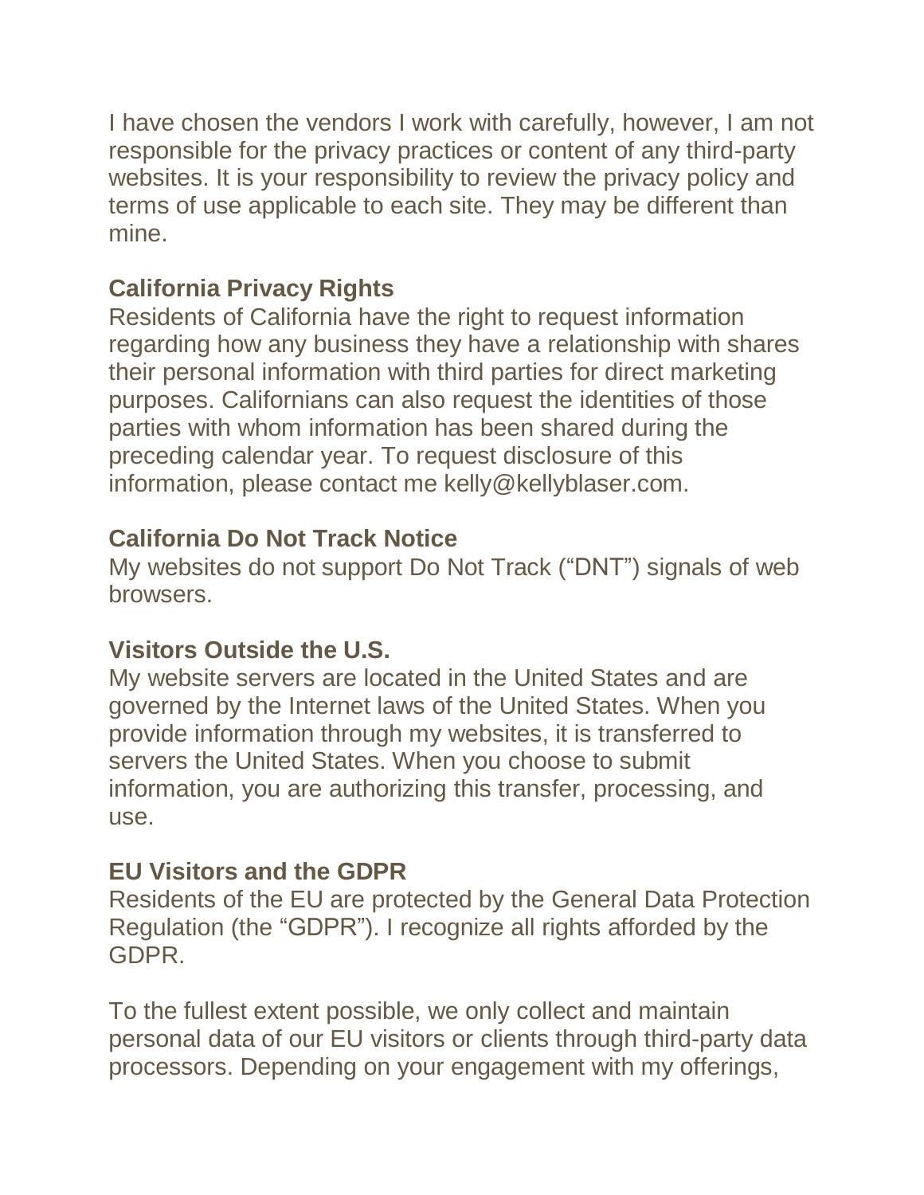I have chosen the vendors I work with carefully, however, I am not responsible for the privacy practices or content of any third-party websites. It is your responsibility to review the privacy policy and terms of use applicable to each site. They may be different than mine.

**California Privacy Rights**
Residents of California have the right to request information regarding how any business they have a relationship with shares their personal information with third parties for direct marketing purposes. Californians can also request the identities of those parties with whom information has been shared during the preceding calendar year. To request disclosure of this information, please contact me kelly@kellyblaser.com.

**California Do Not Track Notice**
My websites do not support Do Not Track ("DNT") signals of web browsers.

**Visitors Outside the U.S.**
My website servers are located in the United States and are governed by the Internet laws of the United States. When you provide information through my websites, it is transferred to servers the United States. When you choose to submit information, you are authorizing this transfer, processing, and use.

**EU Visitors and the GDPR**
Residents of the EU are protected by the General Data Protection Regulation (the "GDPR"). I recognize all rights afforded by the GDPR.

To the fullest extent possible, we only collect and maintain personal data of our EU visitors or clients through third-party data processors. Depending on your engagement with my offerings,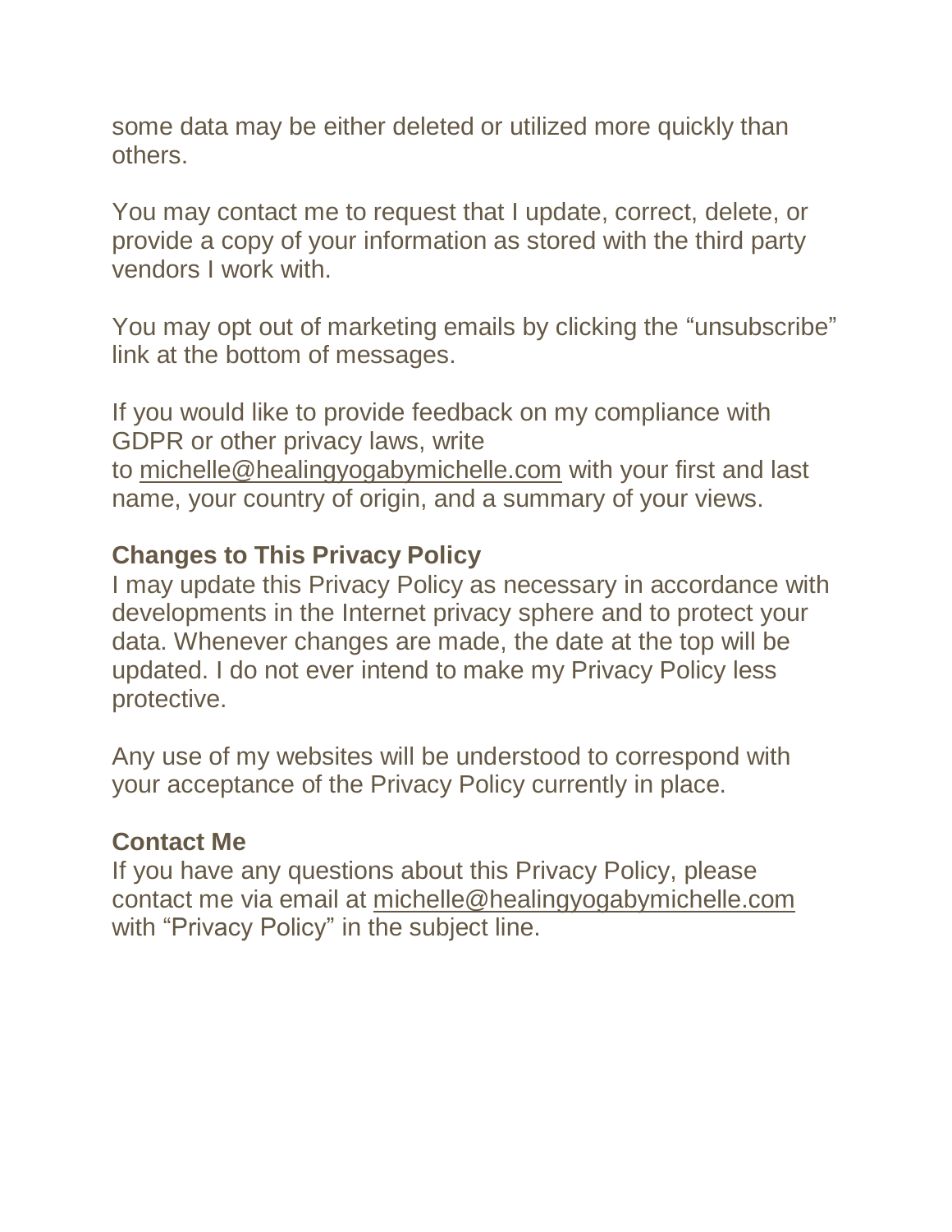some data may be either deleted or utilized more quickly than others.

You may contact me to request that I update, correct, delete, or provide a copy of your information as stored with the third party vendors I work with.

You may opt out of marketing emails by clicking the "unsubscribe" link at the bottom of messages.

If you would like to provide feedback on my compliance with GDPR or other privacy laws, write to michelle@healingyogabymichelle.com with your first and last name, your country of origin, and a summary of your views.

## Changes to This Privacy Policy

I may update this Privacy Policy as necessary in accordance with developments in the Internet privacy sphere and to protect your data. Whenever changes are made, the date at the top will be updated. I do not ever intend to make my Privacy Policy less protective.

Any use of my websites will be understood to correspond with your acceptance of the Privacy Policy currently in place.

## Contact Me

If you have any questions about this Privacy Policy, please contact me via email at michelle@healingyogabymichelle.com with "Privacy Policy" in the subject line.